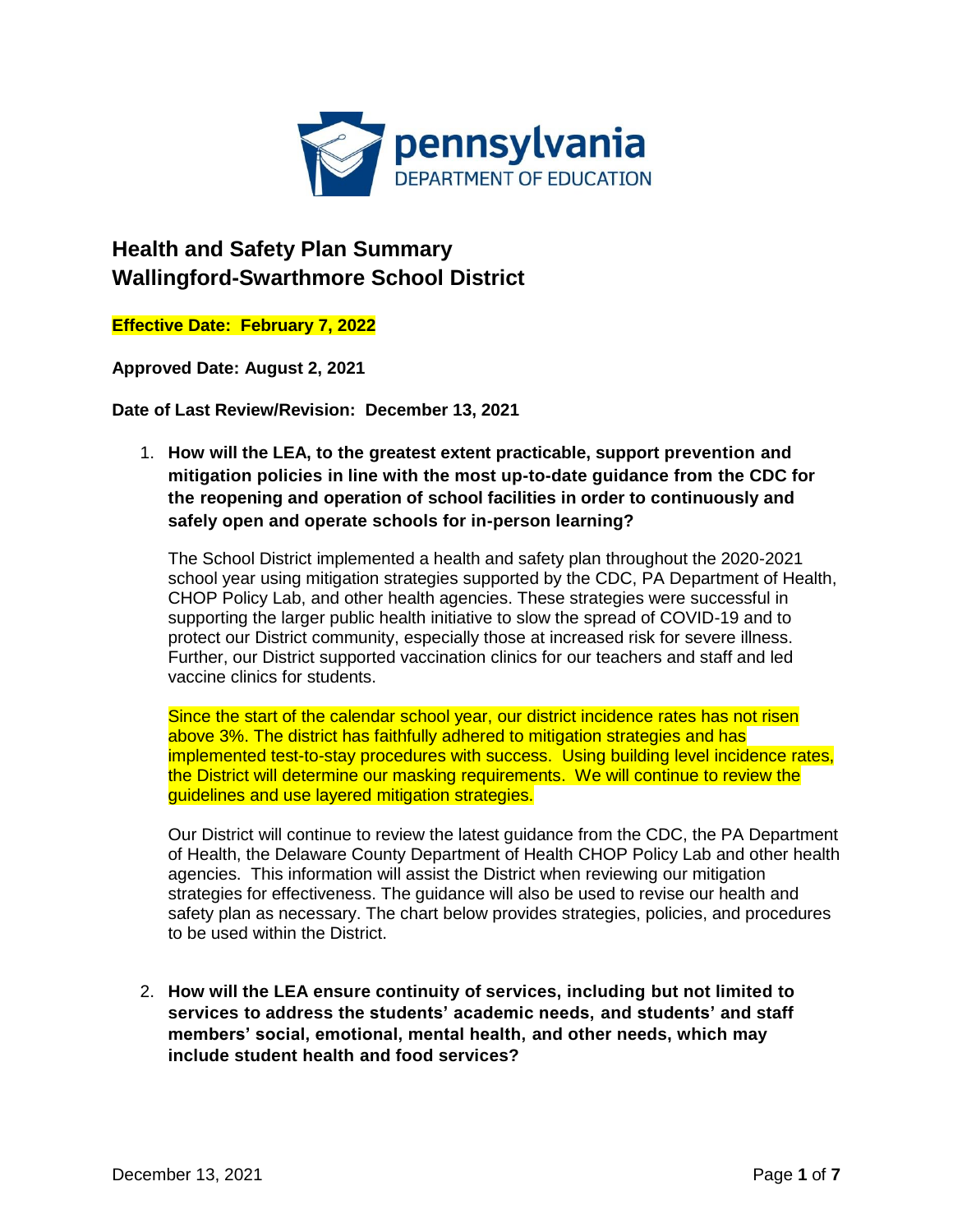# Health and Safety Plan Summary
# Wallingford-Swarthmore School District

**Effective Date: February 7, 2022**

**Approved Date: August 2, 2021**

**Date of Last Review/Revision: December 13, 2021**

1. **How will the LEA, to the greatest extent practicable, support prevention and mitigation policies in line with the most up-to-date guidance from the CDC for the reopening and operation of school facilities in order to continuously and safely open and operate schools for in-person learning?**

   The School District implemented a health and safety plan throughout the 2020-2021 school year using mitigation strategies supported by the CDC, PA Department of Health, CHOP Policy Lab, and other health agencies. These strategies were successful in supporting the larger public health initiative to slow the spread of COVID-19 and to protect our District community, especially those at increased risk for severe illness. Further, our District supported vaccination clinics for our teachers and staff and led vaccine clinics for students.

   Since the start of the calendar school year, our district incidence rates has not risen above 3%. The district has faithfully adhered to mitigation strategies and has implemented test-to-stay procedures with success. Using building level incidence rates, the District will determine our masking requirements. We will continue to review the guidelines and use layered mitigation strategies.

   Our District will continue to review the latest guidance from the CDC, the PA Department of Health, the Delaware County Department of Health CHOP Policy Lab and other health agencies. This information will assist the District when reviewing our mitigation strategies for effectiveness. The guidance will also be used to revise our health and safety plan as necessary. The chart below provides strategies, policies, and procedures to be used within the District.

2. **How will the LEA ensure continuity of services, including but not limited to services to address the students' academic needs, and students' and staff members' social, emotional, mental health, and other needs, which may include student health and food services?**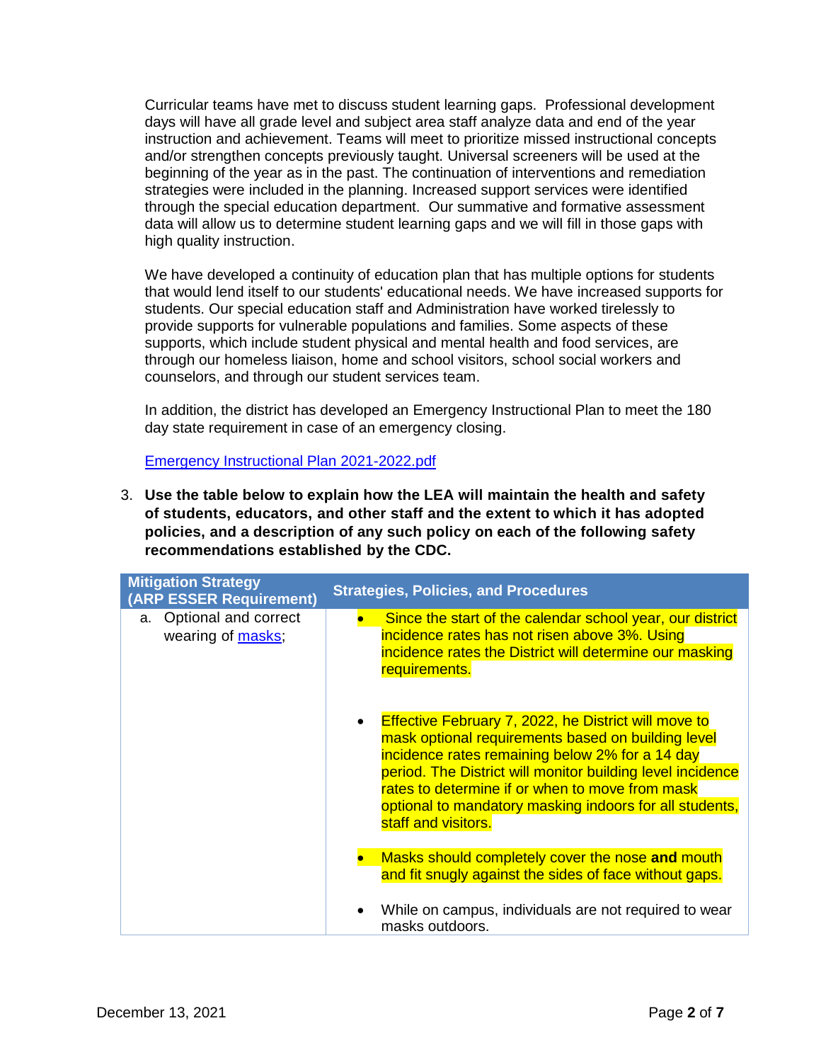Curricular teams have met to discuss student learning gaps. Professional development days will have all grade level and subject area staff analyze data and end of the year instruction and achievement. Teams will meet to prioritize missed instructional concepts and/or strengthen concepts previously taught. Universal screeners will be used at the beginning of the year as in the past. The continuation of interventions and remediation strategies were included in the planning. Increased support services were identified through the special education department. Our summative and formative assessment data will allow us to determine student learning gaps and we will fill in those gaps with high quality instruction.

We have developed a continuity of education plan that has multiple options for students that would lend itself to our students' educational needs. We have increased supports for students. Our special education staff and Administration have worked tirelessly to provide supports for vulnerable populations and families. Some aspects of these supports, which include student physical and mental health and food services, are through our homeless liaison, home and school visitors, school social workers and counselors, and through our student services team.

In addition, the district has developed an Emergency Instructional Plan to meet the 180 day state requirement in case of an emergency closing.

[Emergency Instructional Plan 2021-2022.pdf](Emergency Instructional Plan 2021-2022.pdf)

3. **Use the table below to explain how the LEA will maintain the health and safety of students, educators, and other staff and the extent to which it has adopted policies, and a description of any such policy on each of the following safety recommendations established by the CDC.**

| Mitigation Strategy (ARP ESSER Requirement) | Strategies, Policies, and Procedures |
| --- | --- |
| a. Optional and correct wearing of [masks](masks); | • Since the start of the calendar school year, our district incidence rates has not risen above 3%. Using incidence rates the District will determine our masking requirements.<br><br>• Effective February 7, 2022, he District will move to mask optional requirements based on building level incidence rates remaining below 2% for a 14 day period. The District will monitor building level incidence rates to determine if or when to move from mask optional to mandatory masking indoors for all students, staff and visitors.<br><br>• Masks should completely cover the nose **and** mouth and fit snugly against the sides of face without gaps.<br><br>• While on campus, individuals are not required to wear masks outdoors. |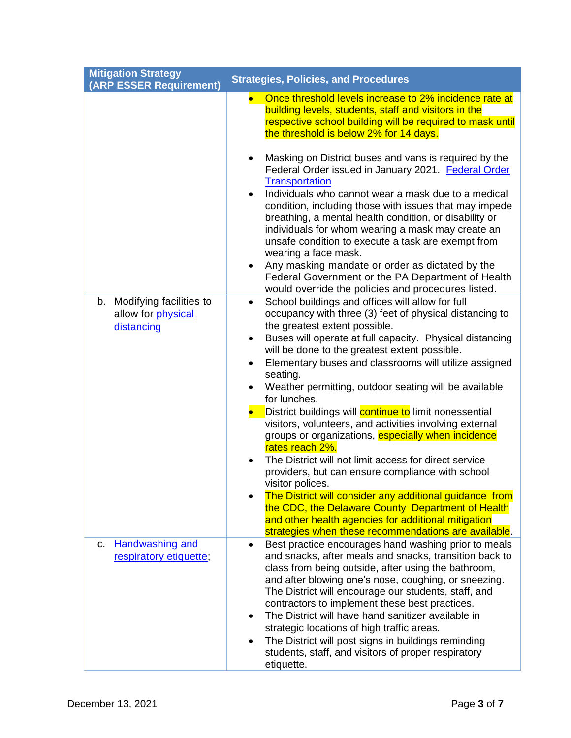| Mitigation Strategy (ARP ESSER Requirement) | Strategies, Policies, and Procedures |
|---|---|
| | • Once threshold levels increase to 2% incidence rate at building levels, students, staff and visitors in the respective school building will be required to mask until the threshold is below 2% for 14 days.<br><br>• Masking on District buses and vans is required by the Federal Order issued in January 2021. [Federal Order Transportation]<br>• Individuals who cannot wear a mask due to a medical condition, including those with issues that may impede breathing, a mental health condition, or disability or individuals for whom wearing a mask may create an unsafe condition to execute a task are exempt from wearing a face mask.<br>• Any masking mandate or order as dictated by the Federal Government or the PA Department of Health would override the policies and procedures listed. |
| b. Modifying facilities to allow for physical distancing | • School buildings and offices will allow for full occupancy with three (3) feet of physical distancing to the greatest extent possible.<br>• Buses will operate at full capacity. Physical distancing will be done to the greatest extent possible.<br>• Elementary buses and classrooms will utilize assigned seating.<br>• Weather permitting, outdoor seating will be available for lunches.<br>• District buildings will continue to limit nonessential visitors, volunteers, and activities involving external groups or organizations, especially when incidence rates reach 2%.<br>• The District will not limit access for direct service providers, but can ensure compliance with school visitor polices.<br>• The District will consider any additional guidance from the CDC, the Delaware County Department of Health and other health agencies for additional mitigation strategies when these recommendations are available. |
| c. Handwashing and respiratory etiquette; | • Best practice encourages hand washing prior to meals and snacks, after meals and snacks, transition back to class from being outside, after using the bathroom, and after blowing one's nose, coughing, or sneezing. The District will encourage our students, staff, and contractors to implement these best practices.<br>• The District will have hand sanitizer available in strategic locations of high traffic areas.<br>• The District will post signs in buildings reminding students, staff, and visitors of proper respiratory etiquette. |

December 13, 2021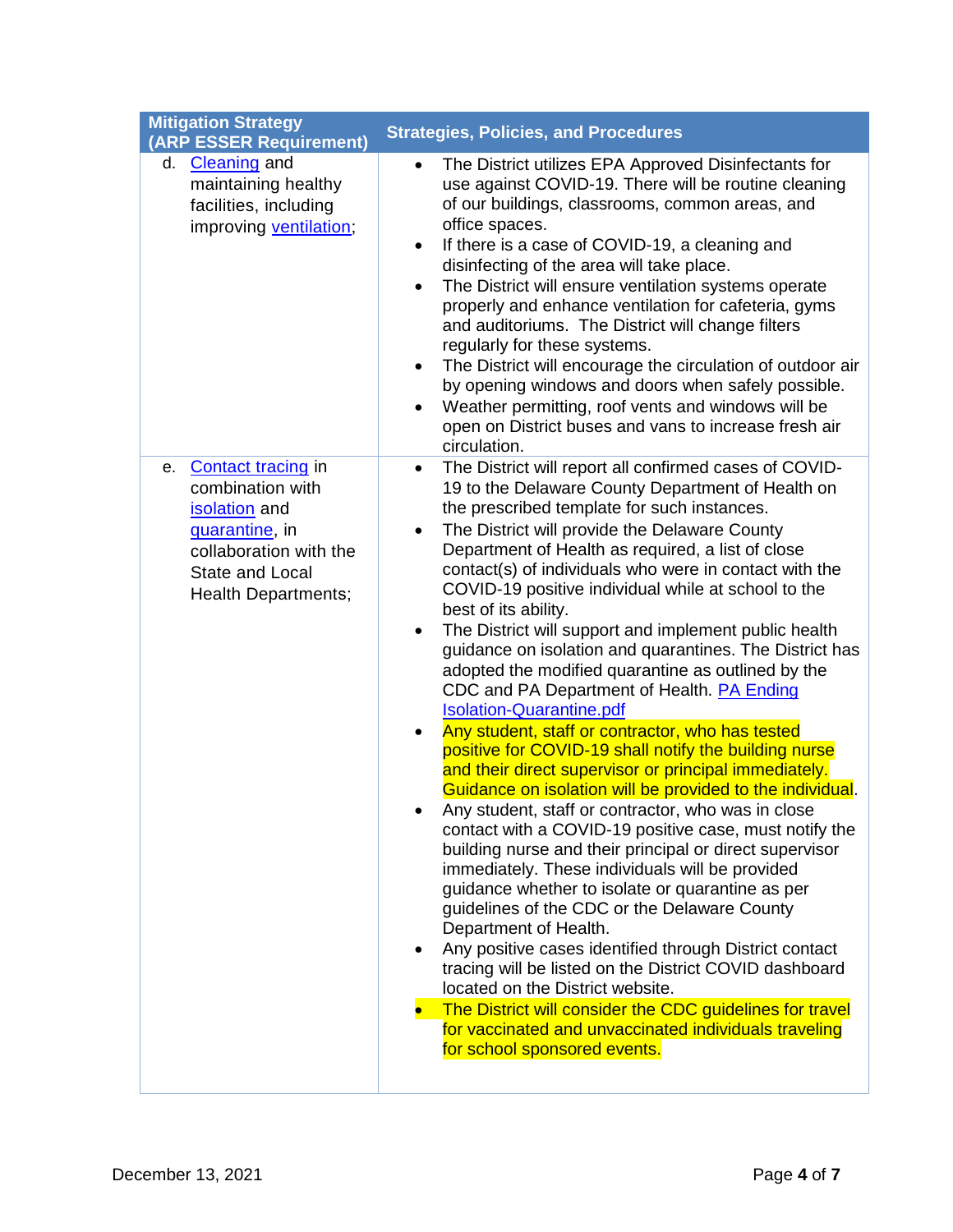| Mitigation Strategy (ARP ESSER Requirement) | Strategies, Policies, and Procedures |
|---|---|
| d. Cleaning and maintaining healthy facilities, including improving ventilation; | • The District utilizes EPA Approved Disinfectants for use against COVID-19. There will be routine cleaning of our buildings, classrooms, common areas, and office spaces.<br>• If there is a case of COVID-19, a cleaning and disinfecting of the area will take place.<br>• The District will ensure ventilation systems operate properly and enhance ventilation for cafeteria, gyms and auditoriums. The District will change filters regularly for these systems.<br>• The District will encourage the circulation of outdoor air by opening windows and doors when safely possible.<br>• Weather permitting, roof vents and windows will be open on District buses and vans to increase fresh air circulation. |
| e. Contact tracing in combination with isolation and quarantine, in collaboration with the State and Local Health Departments; | • The District will report all confirmed cases of COVID-19 to the Delaware County Department of Health on the prescribed template for such instances.<br>• The District will provide the Delaware County Department of Health as required, a list of close contact(s) of individuals who were in contact with the COVID-19 positive individual while at school to the best of its ability.<br>• The District will support and implement public health guidance on isolation and quarantines. The District has adopted the modified quarantine as outlined by the CDC and PA Department of Health. PA Ending Isolation-Quarantine.pdf<br>• Any student, staff or contractor, who has tested positive for COVID-19 shall notify the building nurse and their direct supervisor or principal immediately. Guidance on isolation will be provided to the individual.<br>• Any student, staff or contractor, who was in close contact with a COVID-19 positive case, must notify the building nurse and their principal or direct supervisor immediately. These individuals will be provided guidance whether to isolate or quarantine as per guidelines of the CDC or the Delaware County Department of Health.<br>• Any positive cases identified through District contact tracing will be listed on the District COVID dashboard located on the District website.<br>• The District will consider the CDC guidelines for travel for vaccinated and unvaccinated individuals traveling for school sponsored events. |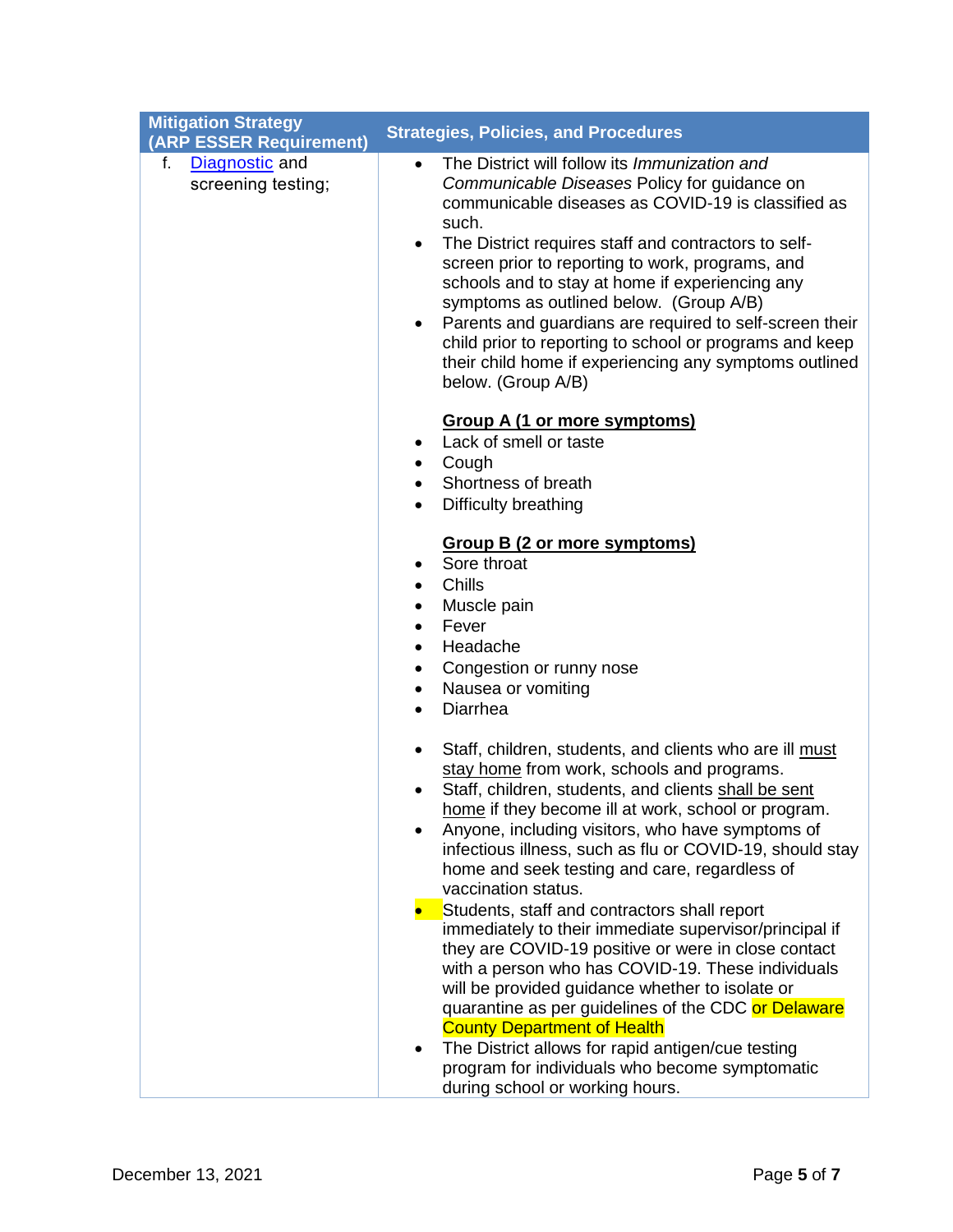| Mitigation Strategy (ARP ESSER Requirement) | Strategies, Policies, and Procedures |
|---|---|
| f. Diagnostic and screening testing; | • The District will follow its *Immunization and Communicable Diseases* Policy for guidance on communicable diseases as COVID-19 is classified as such.<br>• The District requires staff and contractors to self-screen prior to reporting to work, programs, and schools and to stay at home if experiencing any symptoms as outlined below. (Group A/B)<br>• Parents and guardians are required to self-screen their child prior to reporting to school or programs and keep their child home if experiencing any symptoms outlined below. (Group A/B)<br><br>**Group A (1 or more symptoms)**<br>• Lack of smell or taste<br>• Cough<br>• Shortness of breath<br>• Difficulty breathing<br><br>**Group B (2 or more symptoms)**<br>• Sore throat<br>• Chills<br>• Muscle pain<br>• Fever<br>• Headache<br>• Congestion or runny nose<br>• Nausea or vomiting<br>• Diarrhea<br><br>• Staff, children, students, and clients who are ill must stay home from work, schools and programs.<br>• Staff, children, students, and clients shall be sent home if they become ill at work, school or program.<br>• Anyone, including visitors, who have symptoms of infectious illness, such as flu or COVID-19, should stay home and seek testing and care, regardless of vaccination status.<br>• Students, staff and contractors shall report immediately to their immediate supervisor/principal if they are COVID-19 positive or were in close contact with a person who has COVID-19. These individuals will be provided guidance whether to isolate or quarantine as per guidelines of the CDC or Delaware County Department of Health<br>• The District allows for rapid antigen/cue testing program for individuals who become symptomatic during school or working hours. |

December 13, 2021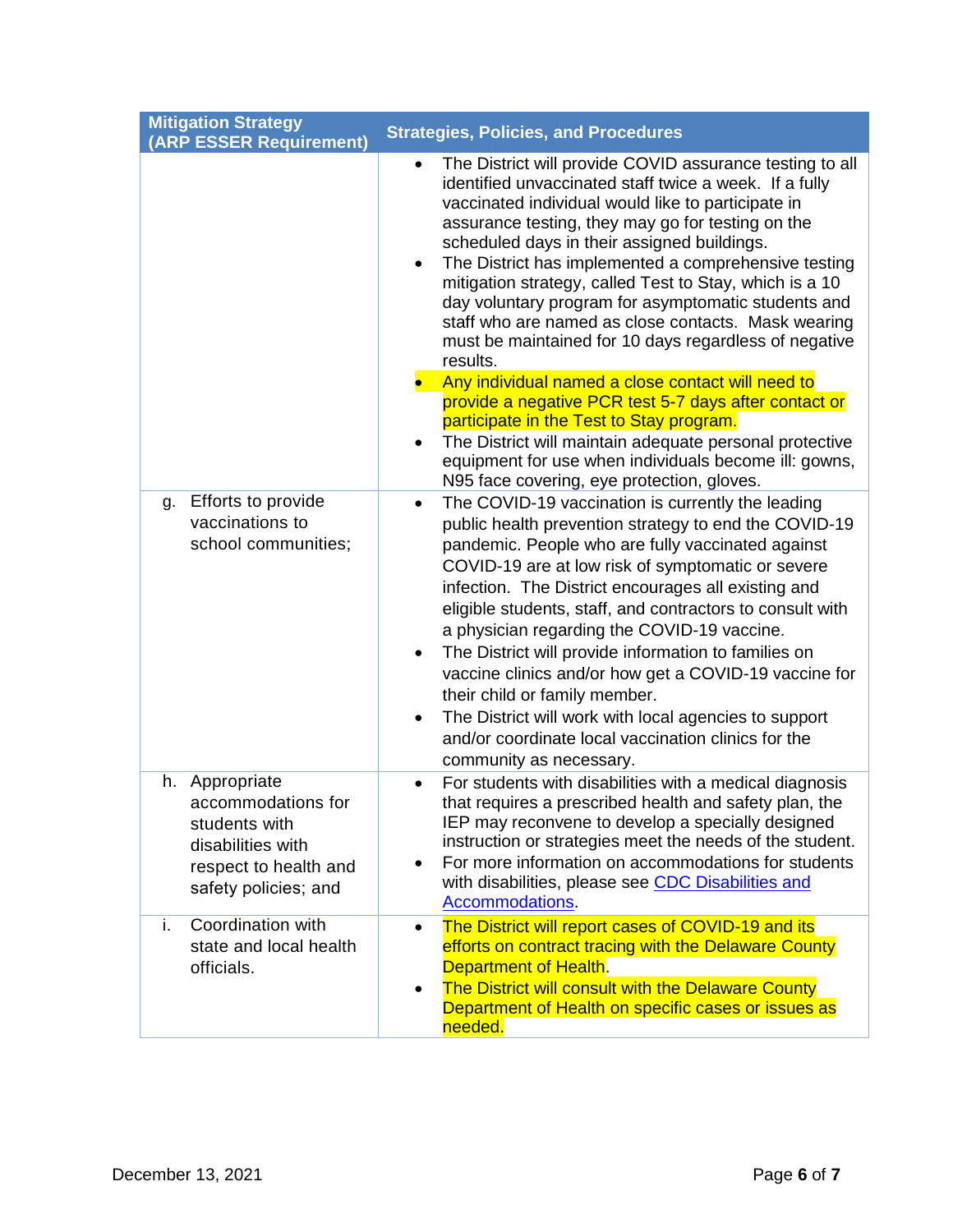| Mitigation Strategy (ARP ESSER Requirement) | Strategies, Policies, and Procedures |
|---|---|
| | • The District will provide COVID assurance testing to all identified unvaccinated staff twice a week. If a fully vaccinated individual would like to participate in assurance testing, they may go for testing on the scheduled days in their assigned buildings.<br>• The District has implemented a comprehensive testing mitigation strategy, called Test to Stay, which is a 10 day voluntary program for asymptomatic students and staff who are named as close contacts. Mask wearing must be maintained for 10 days regardless of negative results.<br>• Any individual named a close contact will need to provide a negative PCR test 5-7 days after contact or participate in the Test to Stay program.<br>• The District will maintain adequate personal protective equipment for use when individuals become ill: gowns, N95 face covering, eye protection, gloves. |
| g. Efforts to provide vaccinations to school communities; | • The COVID-19 vaccination is currently the leading public health prevention strategy to end the COVID-19 pandemic. People who are fully vaccinated against COVID-19 are at low risk of symptomatic or severe infection. The District encourages all existing and eligible students, staff, and contractors to consult with a physician regarding the COVID-19 vaccine.<br>• The District will provide information to families on vaccine clinics and/or how get a COVID-19 vaccine for their child or family member.<br>• The District will work with local agencies to support and/or coordinate local vaccination clinics for the community as necessary. |
| h. Appropriate accommodations for students with disabilities with respect to health and safety policies; and | • For students with disabilities with a medical diagnosis that requires a prescribed health and safety plan, the IEP may reconvene to develop a specially designed instruction or strategies meet the needs of the student.<br>• For more information on accommodations for students with disabilities, please see [CDC Disabilities and Accommodations](). |
| i. Coordination with state and local health officials. | • The District will report cases of COVID-19 and its efforts on contract tracing with the Delaware County Department of Health.<br>• The District will consult with the Delaware County Department of Health on specific cases or issues as needed. |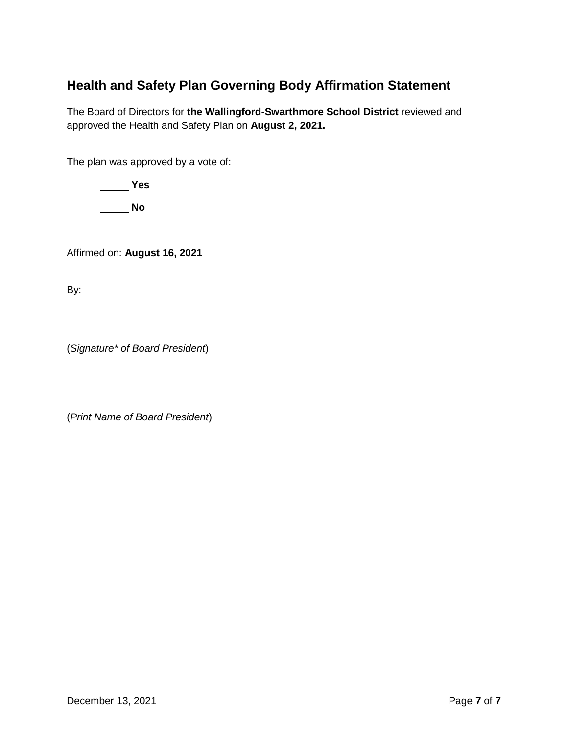## Health and Safety Plan Governing Body Affirmation Statement

The Board of Directors for **the Wallingford-Swarthmore School District** reviewed and approved the Health and Safety Plan on **August 2, 2021.**

The plan was approved by a vote of:

_____ **Yes**

_____ **No**

Affirmed on: **August 16, 2021**

By:

_______________________________________________

(*Signature* of Board President*)

_______________________________________________

(*Print Name of Board President*)